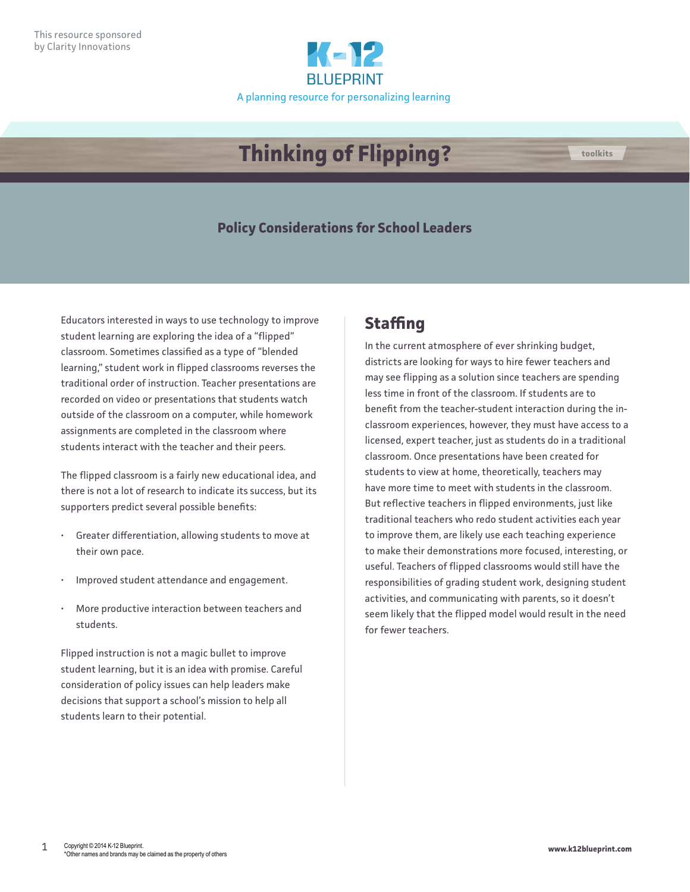This resource sponsored by Clarity Innovations

K-12 BLUEPRINT

A planning resource for personalizing learning

# Thinking of Flipping?

toolkits

## Policy Considerations for School Leaders

Educators interested in ways to use technology to improve student learning are exploring the idea of a "flipped" classroom. Sometimes classified as a type of "blended learning," student work in flipped classrooms reverses the traditional order of instruction. Teacher presentations are recorded on video or presentations that students watch outside of the classroom on a computer, while homework assignments are completed in the classroom where students interact with the teacher and their peers.

The flipped classroom is a fairly new educational idea, and there is not a lot of research to indicate its success, but its supporters predict several possible benefits:

- Greater differentiation, allowing students to move at their own pace.
- Improved student attendance and engagement.
- More productive interaction between teachers and students.

Flipped instruction is not a magic bullet to improve student learning, but it is an idea with promise. Careful consideration of policy issues can help leaders make decisions that support a school's mission to help all students learn to their potential.

## Staffing

In the current atmosphere of ever shrinking budget, districts are looking for ways to hire fewer teachers and may see flipping as a solution since teachers are spending less time in front of the classroom. If students are to benefit from the teacher-student interaction during the in-classroom experiences, however, they must have access to a licensed, expert teacher, just as students do in a traditional classroom. Once presentations have been created for students to view at home, theoretically, teachers may have more time to meet with students in the classroom. But reflective teachers in flipped environments, just like traditional teachers who redo student activities each year to improve them, are likely use each teaching experience to make their demonstrations more focused, interesting, or useful. Teachers of flipped classrooms would still have the responsibilities of grading student work, designing student activities, and communicating with parents, so it doesn't seem likely that the flipped model would result in the need for fewer teachers.

Copyright © 2014 K-12 Blueprint.
*Other names and brands may be claimed as the property of others

www.k12blueprint.com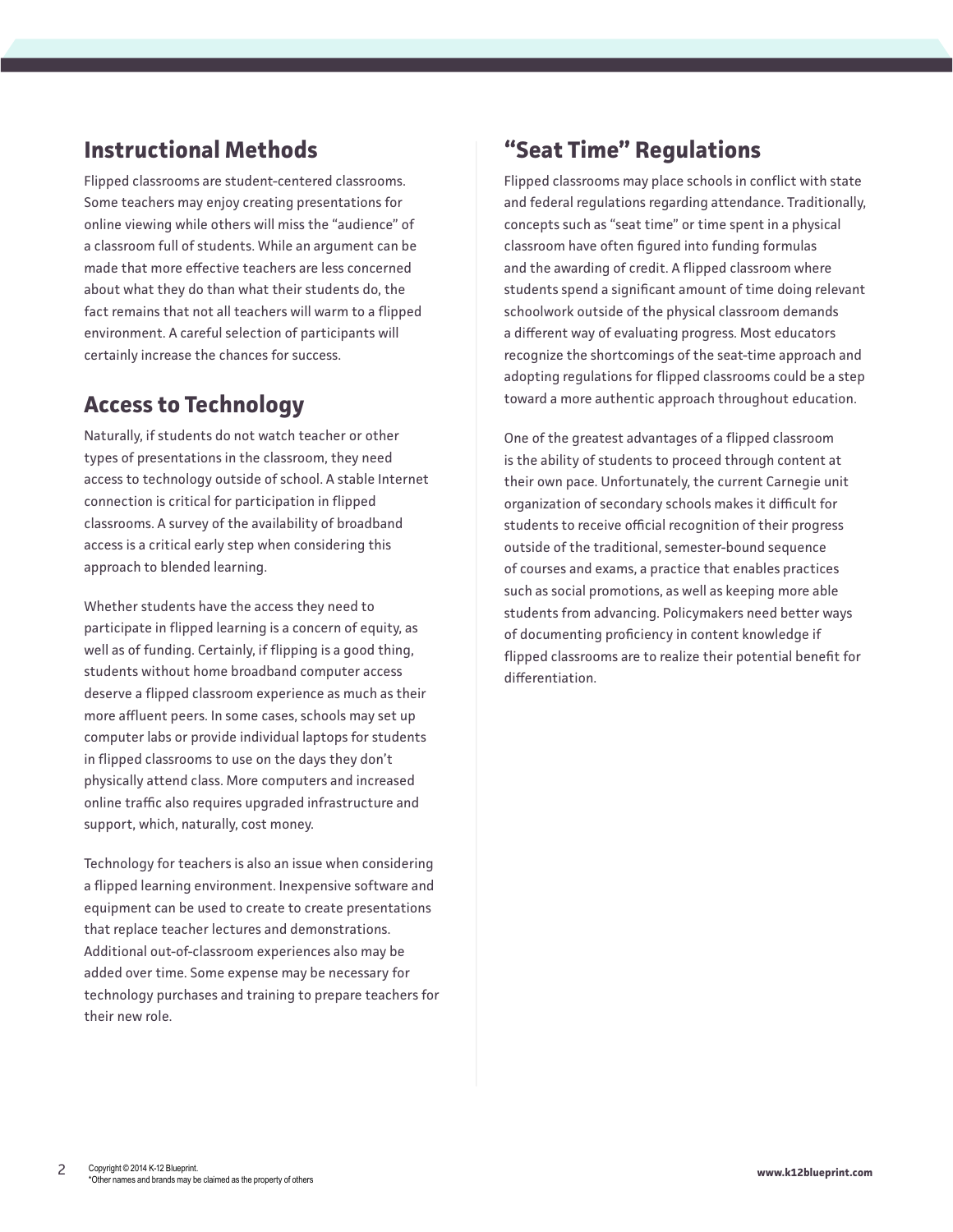## Instructional Methods

Flipped classrooms are student-centered classrooms. Some teachers may enjoy creating presentations for online viewing while others will miss the "audience" of a classroom full of students. While an argument can be made that more effective teachers are less concerned about what they do than what their students do, the fact remains that not all teachers will warm to a flipped environment. A careful selection of participants will certainly increase the chances for success.

## Access to Technology

Naturally, if students do not watch teacher or other types of presentations in the classroom, they need access to technology outside of school. A stable Internet connection is critical for participation in flipped classrooms. A survey of the availability of broadband access is a critical early step when considering this approach to blended learning.

Whether students have the access they need to participate in flipped learning is a concern of equity, as well as of funding. Certainly, if flipping is a good thing, students without home broadband computer access deserve a flipped classroom experience as much as their more affluent peers. In some cases, schools may set up computer labs or provide individual laptops for students in flipped classrooms to use on the days they don't physically attend class. More computers and increased online traffic also requires upgraded infrastructure and support, which, naturally, cost money.

Technology for teachers is also an issue when considering a flipped learning environment. Inexpensive software and equipment can be used to create to create presentations that replace teacher lectures and demonstrations. Additional out-of-classroom experiences also may be added over time. Some expense may be necessary for technology purchases and training to prepare teachers for their new role.

## "Seat Time" Regulations

Flipped classrooms may place schools in conflict with state and federal regulations regarding attendance. Traditionally, concepts such as "seat time" or time spent in a physical classroom have often figured into funding formulas and the awarding of credit. A flipped classroom where students spend a significant amount of time doing relevant schoolwork outside of the physical classroom demands a different way of evaluating progress. Most educators recognize the shortcomings of the seat-time approach and adopting regulations for flipped classrooms could be a step toward a more authentic approach throughout education.

One of the greatest advantages of a flipped classroom is the ability of students to proceed through content at their own pace. Unfortunately, the current Carnegie unit organization of secondary schools makes it difficult for students to receive official recognition of their progress outside of the traditional, semester-bound sequence of courses and exams, a practice that enables practices such as social promotions, as well as keeping more able students from advancing. Policymakers need better ways of documenting proficiency in content knowledge if flipped classrooms are to realize their potential benefit for differentiation.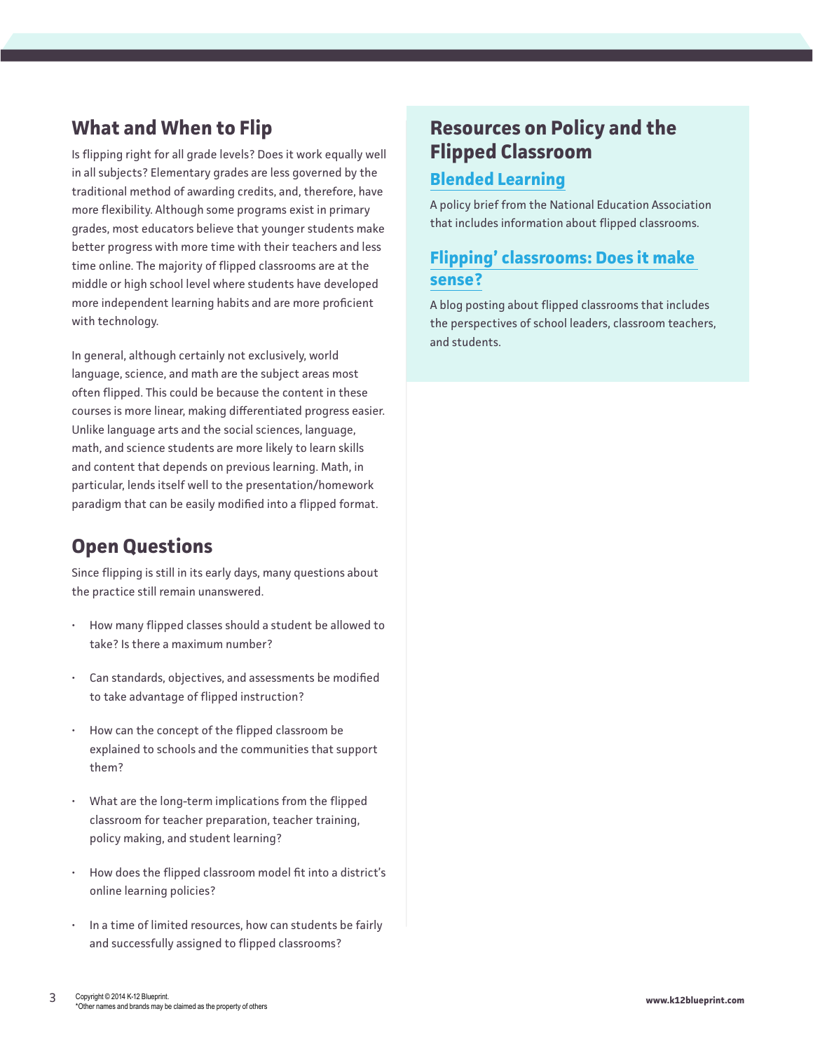## What and When to Flip

Is flipping right for all grade levels? Does it work equally well in all subjects? Elementary grades are less governed by the traditional method of awarding credits, and, therefore, have more flexibility. Although some programs exist in primary grades, most educators believe that younger students make better progress with more time with their teachers and less time online. The majority of flipped classrooms are at the middle or high school level where students have developed more independent learning habits and are more proficient with technology.

In general, although certainly not exclusively, world language, science, and math are the subject areas most often flipped. This could be because the content in these courses is more linear, making differentiated progress easier. Unlike language arts and the social sciences, language, math, and science students are more likely to learn skills and content that depends on previous learning. Math, in particular, lends itself well to the presentation/homework paradigm that can be easily modified into a flipped format.

## Open Questions

Since flipping is still in its early days, many questions about the practice still remain unanswered.

- How many flipped classes should a student be allowed to take? Is there a maximum number?
- Can standards, objectives, and assessments be modified to take advantage of flipped instruction?
- How can the concept of the flipped classroom be explained to schools and the communities that support them?
- What are the long-term implications from the flipped classroom for teacher preparation, teacher training, policy making, and student learning?
- How does the flipped classroom model fit into a district's online learning policies?
- In a time of limited resources, how can students be fairly and successfully assigned to flipped classrooms?

## Resources on Policy and the Flipped Classroom

### Blended Learning

A policy brief from the National Education Association that includes information about flipped classrooms.

### Flipping' classrooms: Does it make sense?

A blog posting about flipped classrooms that includes the perspectives of school leaders, classroom teachers, and students.

Copyright © 2014 K-12 Blueprint.
*Other names and brands may be claimed as the property of others

www.k12blueprint.com